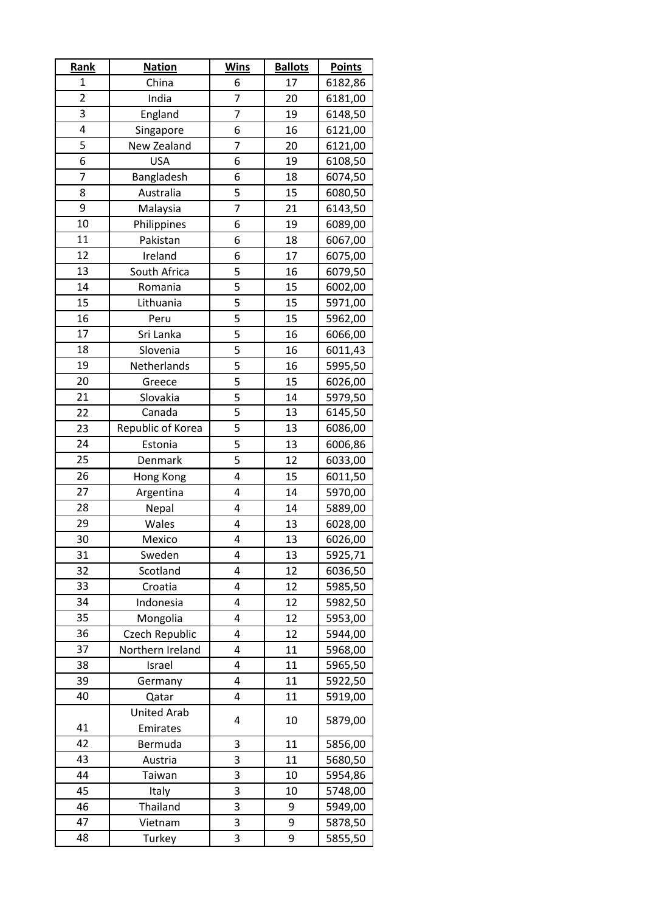| Rank | Nation | Wins | Ballots | Points |
|---|---|---|---|---|
| 1 | China | 6 | 17 | 6182,86 |
| 2 | India | 7 | 20 | 6181,00 |
| 3 | England | 7 | 19 | 6148,50 |
| 4 | Singapore | 6 | 16 | 6121,00 |
| 5 | New Zealand | 7 | 20 | 6121,00 |
| 6 | USA | 6 | 19 | 6108,50 |
| 7 | Bangladesh | 6 | 18 | 6074,50 |
| 8 | Australia | 5 | 15 | 6080,50 |
| 9 | Malaysia | 7 | 21 | 6143,50 |
| 10 | Philippines | 6 | 19 | 6089,00 |
| 11 | Pakistan | 6 | 18 | 6067,00 |
| 12 | Ireland | 6 | 17 | 6075,00 |
| 13 | South Africa | 5 | 16 | 6079,50 |
| 14 | Romania | 5 | 15 | 6002,00 |
| 15 | Lithuania | 5 | 15 | 5971,00 |
| 16 | Peru | 5 | 15 | 5962,00 |
| 17 | Sri Lanka | 5 | 16 | 6066,00 |
| 18 | Slovenia | 5 | 16 | 6011,43 |
| 19 | Netherlands | 5 | 16 | 5995,50 |
| 20 | Greece | 5 | 15 | 6026,00 |
| 21 | Slovakia | 5 | 14 | 5979,50 |
| 22 | Canada | 5 | 13 | 6145,50 |
| 23 | Republic of Korea | 5 | 13 | 6086,00 |
| 24 | Estonia | 5 | 13 | 6006,86 |
| 25 | Denmark | 5 | 12 | 6033,00 |
| 26 | Hong Kong | 4 | 15 | 6011,50 |
| 27 | Argentina | 4 | 14 | 5970,00 |
| 28 | Nepal | 4 | 14 | 5889,00 |
| 29 | Wales | 4 | 13 | 6028,00 |
| 30 | Mexico | 4 | 13 | 6026,00 |
| 31 | Sweden | 4 | 13 | 5925,71 |
| 32 | Scotland | 4 | 12 | 6036,50 |
| 33 | Croatia | 4 | 12 | 5985,50 |
| 34 | Indonesia | 4 | 12 | 5982,50 |
| 35 | Mongolia | 4 | 12 | 5953,00 |
| 36 | Czech Republic | 4 | 12 | 5944,00 |
| 37 | Northern Ireland | 4 | 11 | 5968,00 |
| 38 | Israel | 4 | 11 | 5965,50 |
| 39 | Germany | 4 | 11 | 5922,50 |
| 40 | Qatar | 4 | 11 | 5919,00 |
| 41 | United Arab Emirates | 4 | 10 | 5879,00 |
| 42 | Bermuda | 3 | 11 | 5856,00 |
| 43 | Austria | 3 | 11 | 5680,50 |
| 44 | Taiwan | 3 | 10 | 5954,86 |
| 45 | Italy | 3 | 10 | 5748,00 |
| 46 | Thailand | 3 | 9 | 5949,00 |
| 47 | Vietnam | 3 | 9 | 5878,50 |
| 48 | Turkey | 3 | 9 | 5855,50 |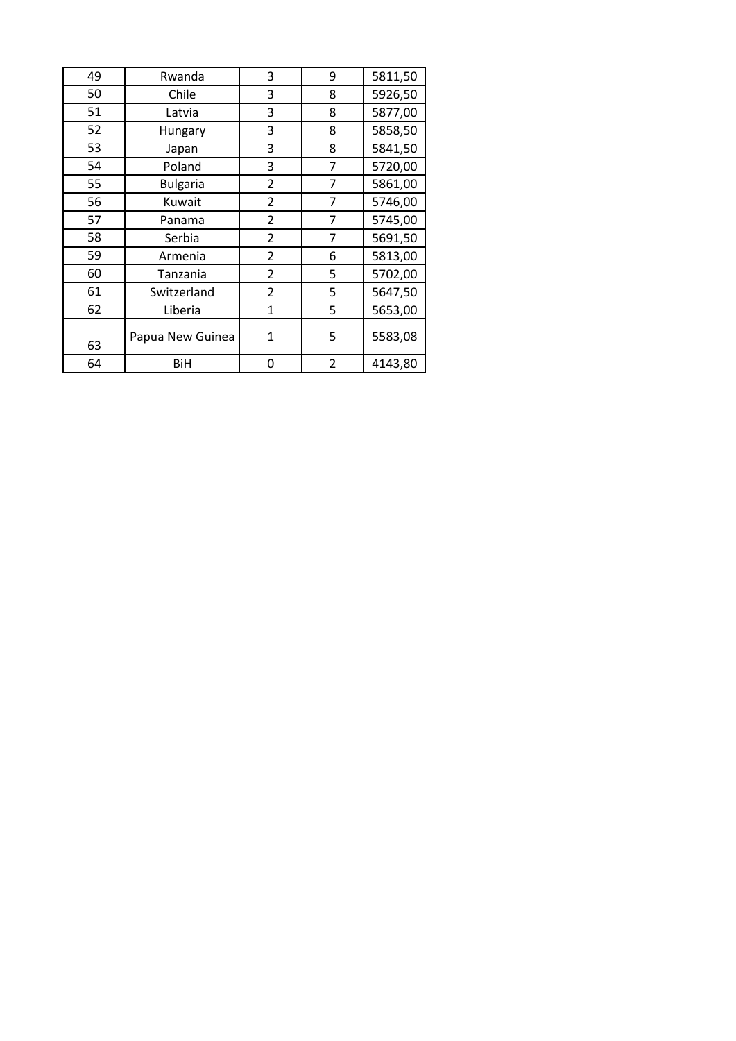| | | | | |
|---|---|---|---|---|
| 49 | Rwanda | 3 | 9 | 5811,50 |
| 50 | Chile | 3 | 8 | 5926,50 |
| 51 | Latvia | 3 | 8 | 5877,00 |
| 52 | Hungary | 3 | 8 | 5858,50 |
| 53 | Japan | 3 | 8 | 5841,50 |
| 54 | Poland | 3 | 7 | 5720,00 |
| 55 | Bulgaria | 2 | 7 | 5861,00 |
| 56 | Kuwait | 2 | 7 | 5746,00 |
| 57 | Panama | 2 | 7 | 5745,00 |
| 58 | Serbia | 2 | 7 | 5691,50 |
| 59 | Armenia | 2 | 6 | 5813,00 |
| 60 | Tanzania | 2 | 5 | 5702,00 |
| 61 | Switzerland | 2 | 5 | 5647,50 |
| 62 | Liberia | 1 | 5 | 5653,00 |
| 63 | Papua New Guinea | 1 | 5 | 5583,08 |
| 64 | BiH | 0 | 2 | 4143,80 |